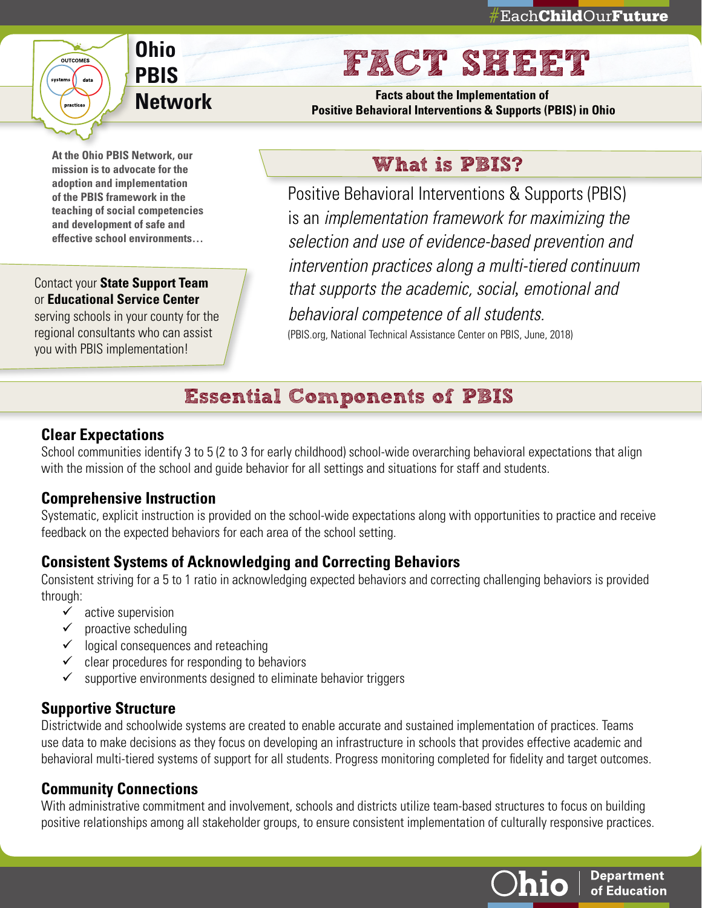#EachChildOurFuture

# Ohio PBIS Network

# FACT SHEET

**Facts about the Implementation of Positive Behavioral Interventions & Supports (PBIS) in Ohio**

**At the Ohio PBIS Network, our mission is to advocate for the adoption and implementation of the PBIS framework in the teaching of social competencies and development of safe and effective school environments…**

Contact your **State Support Team** or **Educational Service Center** serving schools in your county for the regional consultants who can assist you with PBIS implementation!

## What is PBIS?

Positive Behavioral Interventions & Supports (PBIS) is an *implementation framework for maximizing the selection and use of evidence-based prevention and intervention practices along a multi-tiered continuum that supports the academic, social, emotional and behavioral competence of all students.*

(PBIS.org, National Technical Assistance Center on PBIS, June, 2018)

## Essential Components of PBIS

### Clear Expectations

School communities identify 3 to 5 (2 to 3 for early childhood) school-wide overarching behavioral expectations that align with the mission of the school and guide behavior for all settings and situations for staff and students.

### Comprehensive Instruction

Systematic, explicit instruction is provided on the school-wide expectations along with opportunities to practice and receive feedback on the expected behaviors for each area of the school setting.

### Consistent Systems of Acknowledging and Correcting Behaviors

Consistent striving for a 5 to 1 ratio in acknowledging expected behaviors and correcting challenging behaviors is provided through:

- ✓ active supervision
- ✓ proactive scheduling
- ✓ logical consequences and reteaching
- ✓ clear procedures for responding to behaviors
- ✓ supportive environments designed to eliminate behavior triggers

### Supportive Structure

Districtwide and schoolwide systems are created to enable accurate and sustained implementation of practices. Teams use data to make decisions as they focus on developing an infrastructure in schools that provides effective academic and behavioral multi-tiered systems of support for all students. Progress monitoring completed for fidelity and target outcomes.

### Community Connections

With administrative commitment and involvement, schools and districts utilize team-based structures to focus on building positive relationships among all stakeholder groups, to ensure consistent implementation of culturally responsive practices.

Ohio | Department of Education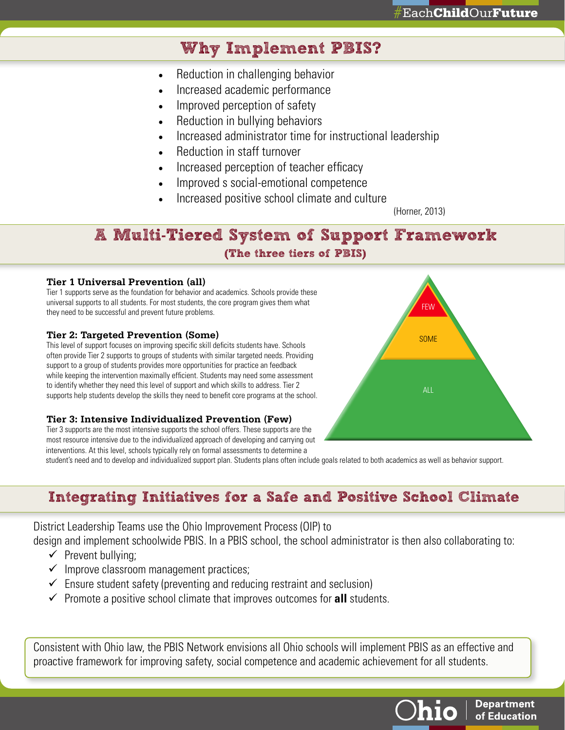## Why Implement PBIS?

- Reduction in challenging behavior
- Increased academic performance
- Improved perception of safety
- Reduction in bullying behaviors
- Increased administrator time for instructional leadership
- Reduction in staff turnover
- Increased perception of teacher efficacy
- Improved s social-emotional competence
- Increased positive school climate and culture

(Horner, 2013)

## A Multi-Tiered System of Support Framework

### (The three tiers of PBIS)

**Tier 1 Universal Prevention (all)**
Tier 1 supports serve as the foundation for behavior and academics. Schools provide these universal supports to all students. For most students, the core program gives them what they need to be successful and prevent future problems.

**Tier 2: Targeted Prevention (Some)**
This level of support focuses on improving specific skill deficits students have. Schools often provide Tier 2 supports to groups of students with similar targeted needs. Providing support to a group of students provides more opportunities for practice an feedback while keeping the intervention maximally efficient. Students may need some assessment to identify whether they need this level of support and which skills to address. Tier 2 supports help students develop the skills they need to benefit core programs at the school.

**Tier 3: Intensive Individualized Prevention (Few)**
Tier 3 supports are the most intensive supports the school offers. These supports are the most resource intensive due to the individualized approach of developing and carrying out interventions. At this level, schools typically rely on formal assessments to determine a student's need and to develop and individualized support plan. Students plans often include goals related to both academics as well as behavior support.

FEW

SOME

ALL

## Integrating Initiatives for a Safe and Positive School Climate

District Leadership Teams use the Ohio Improvement Process (OIP) to design and implement schoolwide PBIS. In a PBIS school, the school administrator is then also collaborating to:

- ✓ Prevent bullying;
- ✓ Improve classroom management practices;
- ✓ Ensure student safety (preventing and reducing restraint and seclusion)
- ✓ Promote a positive school climate that improves outcomes for **all** students.

Consistent with Ohio law, the PBIS Network envisions all Ohio schools will implement PBIS as an effective and proactive framework for improving safety, social competence and academic achievement for all students.